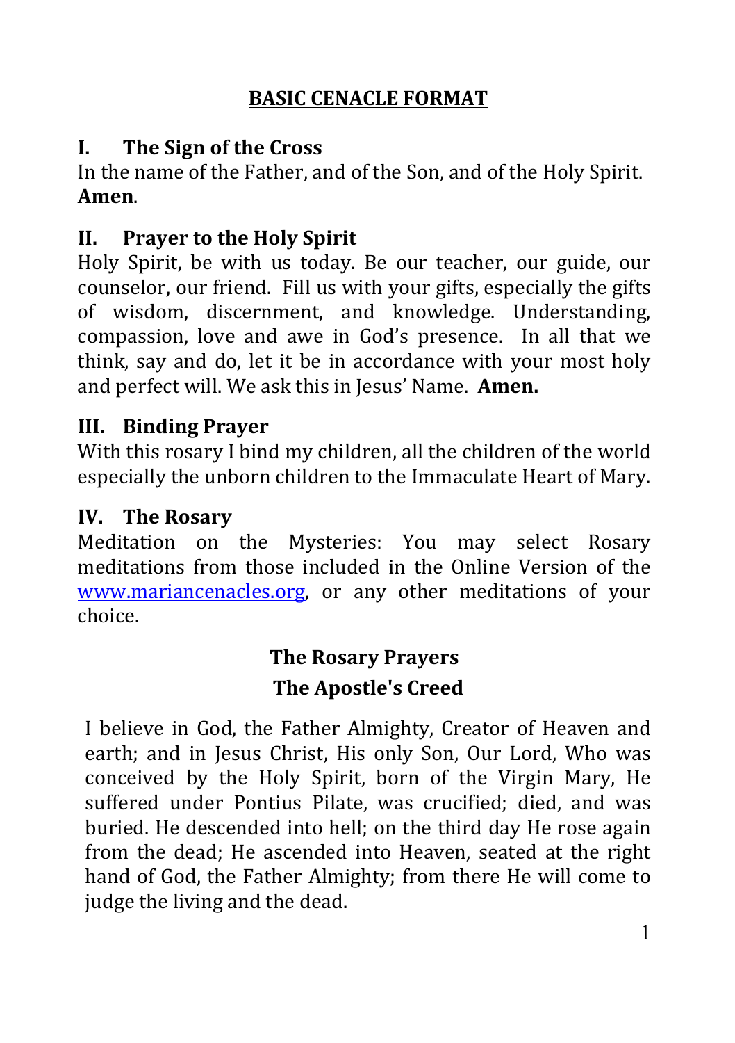# BASIC CENACLE FORMAT

## I. The Sign of the Cross

In the name of the Father, and of the Son, and of the Holy Spirit. **Amen**.

## II. Prayer to the Holy Spirit

Holy Spirit, be with us today. Be our teacher, our guide, our counselor, our friend. Fill us with your gifts, especially the gifts of wisdom, discernment, and knowledge. Understanding, compassion, love and awe in God's presence. In all that we think, say and do, let it be in accordance with your most holy and perfect will. We ask this in Jesus' Name. **Amen.**

## III. Binding Prayer

With this rosary I bind my children, all the children of the world especially the unborn children to the Immaculate Heart of Mary.

## IV. The Rosary

Meditation on the Mysteries: You may select Rosary meditations from those included in the Online Version of the www.mariancenacles.org, or any other meditations of your choice.

### The Rosary Prayers

### The Apostle's Creed

I believe in God, the Father Almighty, Creator of Heaven and earth; and in Jesus Christ, His only Son, Our Lord, Who was conceived by the Holy Spirit, born of the Virgin Mary, He suffered under Pontius Pilate, was crucified; died, and was buried. He descended into hell; on the third day He rose again from the dead; He ascended into Heaven, seated at the right hand of God, the Father Almighty; from there He will come to judge the living and the dead.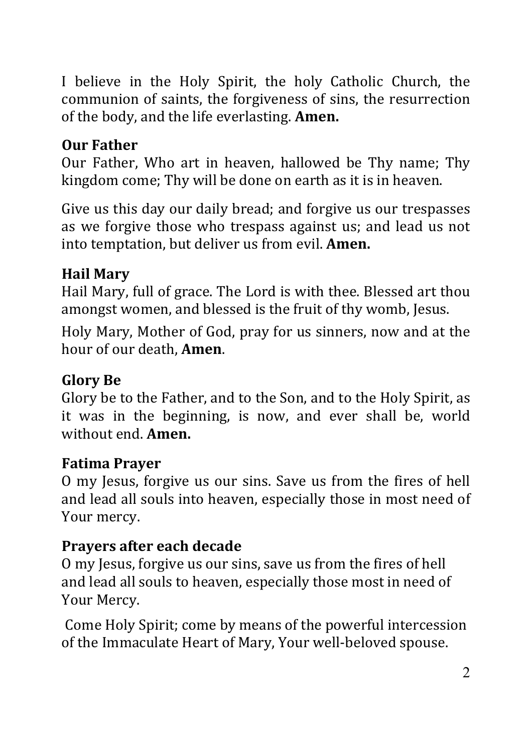I believe in the Holy Spirit, the holy Catholic Church, the communion of saints, the forgiveness of sins, the resurrection of the body, and the life everlasting. **Amen.**

**Our Father**
Our Father, Who art in heaven, hallowed be Thy name; Thy kingdom come; Thy will be done on earth as it is in heaven.

Give us this day our daily bread; and forgive us our trespasses as we forgive those who trespass against us; and lead us not into temptation, but deliver us from evil. **Amen.**

**Hail Mary**
Hail Mary, full of grace. The Lord is with thee. Blessed art thou amongst women, and blessed is the fruit of thy womb, Jesus.

Holy Mary, Mother of God, pray for us sinners, now and at the hour of our death, **Amen**.

**Glory Be**
Glory be to the Father, and to the Son, and to the Holy Spirit, as it was in the beginning, is now, and ever shall be, world without end. **Amen.**

**Fatima Prayer**
O my Jesus, forgive us our sins. Save us from the fires of hell and lead all souls into heaven, especially those in most need of Your mercy.

**Prayers after each decade**
O my Jesus, forgive us our sins, save us from the fires of hell and lead all souls to heaven, especially those most in need of Your Mercy.

Come Holy Spirit; come by means of the powerful intercession of the Immaculate Heart of Mary, Your well-beloved spouse.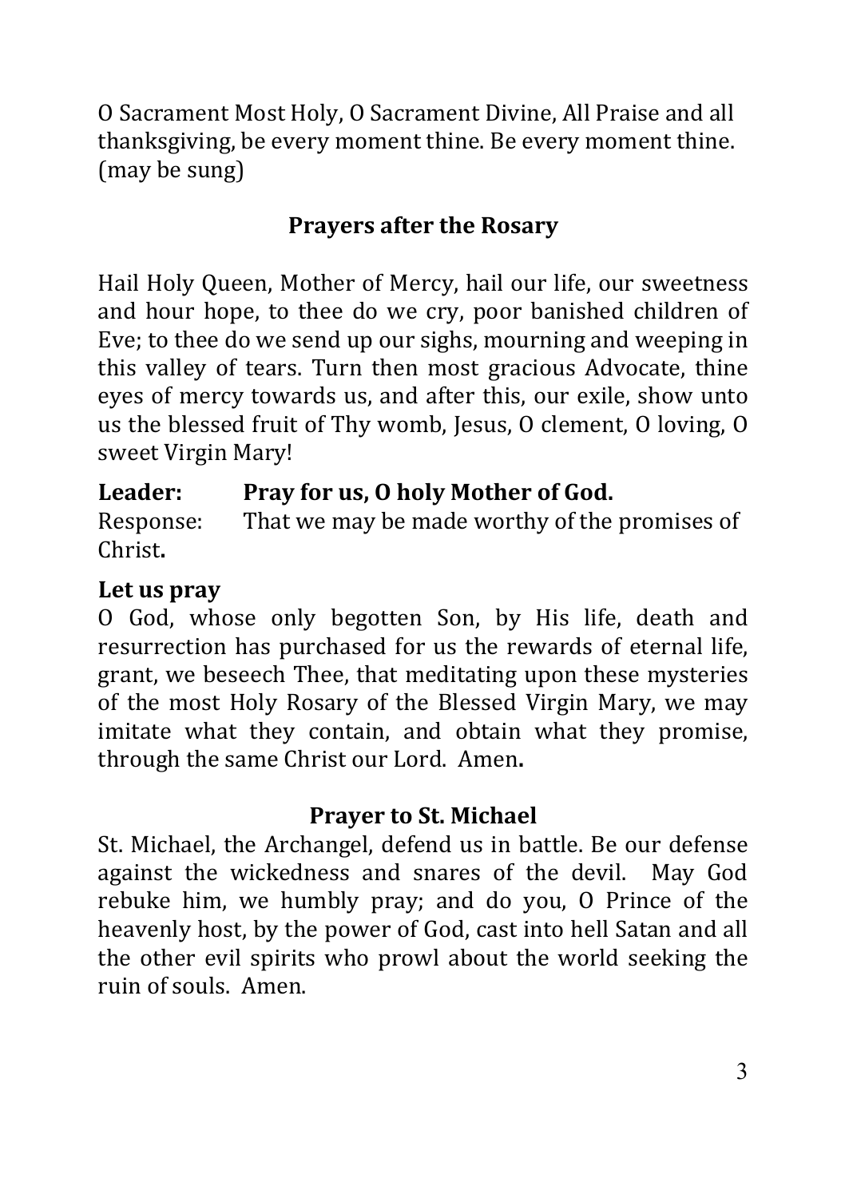O Sacrament Most Holy, O Sacrament Divine, All Praise and all thanksgiving, be every moment thine. Be every moment thine. (may be sung)

## Prayers after the Rosary

Hail Holy Queen, Mother of Mercy, hail our life, our sweetness and hour hope, to thee do we cry, poor banished children of Eve; to thee do we send up our sighs, mourning and weeping in this valley of tears. Turn then most gracious Advocate, thine eyes of mercy towards us, and after this, our exile, show unto us the blessed fruit of Thy womb, Jesus, O clement, O loving, O sweet Virgin Mary!

**Leader: Pray for us, O holy Mother of God.**
Response: That we may be made worthy of the promises of Christ**.**

**Let us pray**
O God, whose only begotten Son, by His life, death and resurrection has purchased for us the rewards of eternal life, grant, we beseech Thee, that meditating upon these mysteries of the most Holy Rosary of the Blessed Virgin Mary, we may imitate what they contain, and obtain what they promise, through the same Christ our Lord. Amen**.**

## Prayer to St. Michael

St. Michael, the Archangel, defend us in battle. Be our defense against the wickedness and snares of the devil. May God rebuke him, we humbly pray; and do you, O Prince of the heavenly host, by the power of God, cast into hell Satan and all the other evil spirits who prowl about the world seeking the ruin of souls. Amen.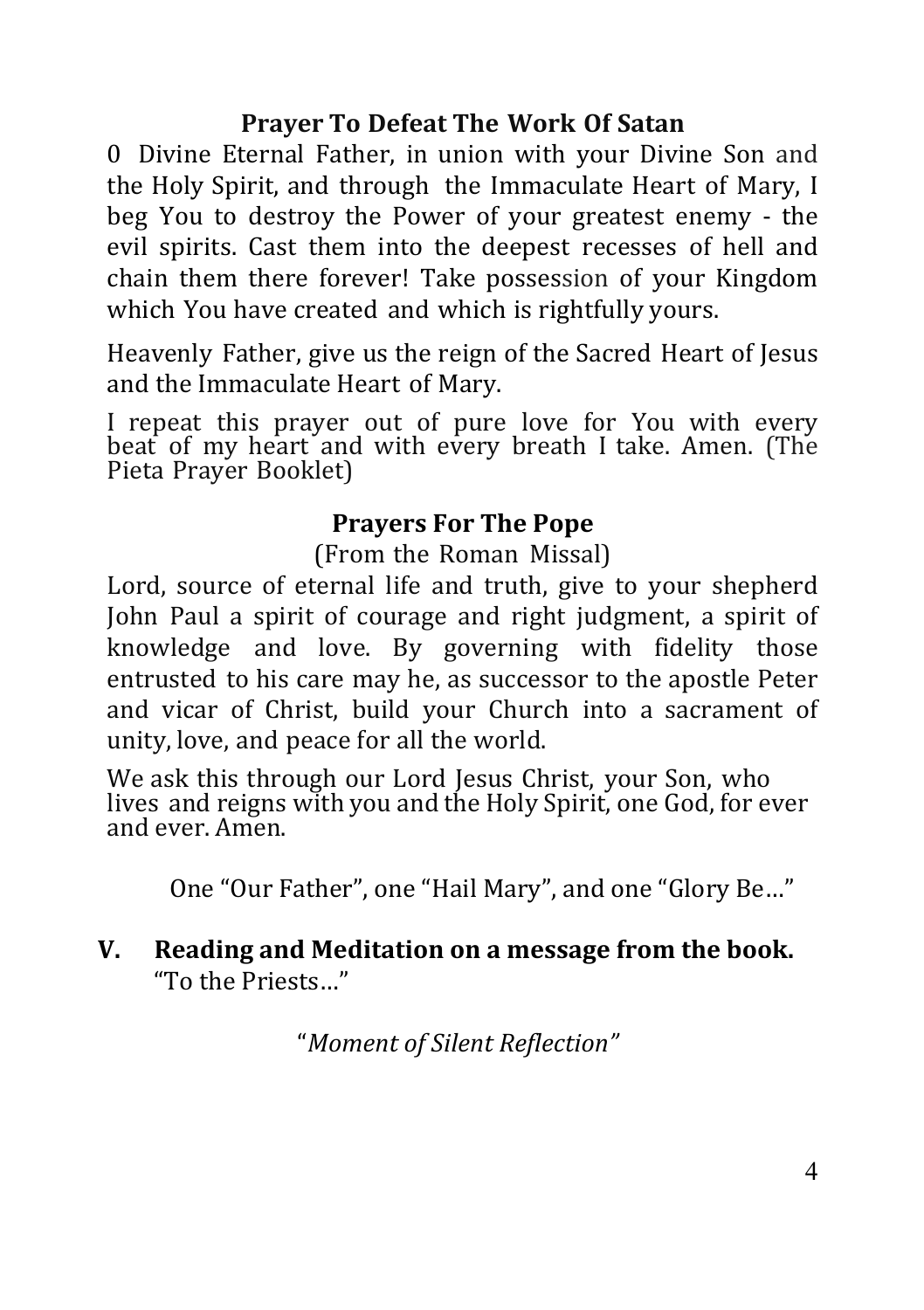## Prayer To Defeat The Work Of Satan

0 Divine Eternal Father, in union with your Divine Son and the Holy Spirit, and through the Immaculate Heart of Mary, I beg You to destroy the Power of your greatest enemy - the evil spirits. Cast them into the deepest recesses of hell and chain them there forever! Take possession of your Kingdom which You have created and which is rightfully yours.

Heavenly Father, give us the reign of the Sacred Heart of Jesus and the Immaculate Heart of Mary.

I repeat this prayer out of pure love for You with every beat of my heart and with every breath I take. Amen. (The Pieta Prayer Booklet)

## Prayers For The Pope

(From the Roman Missal)

Lord, source of eternal life and truth, give to your shepherd John Paul a spirit of courage and right judgment, a spirit of knowledge and love. By governing with fidelity those entrusted to his care may he, as successor to the apostle Peter and vicar of Christ, build your Church into a sacrament of unity, love, and peace for all the world.

We ask this through our Lord Jesus Christ, your Son, who lives and reigns with you and the Holy Spirit, one God, for ever and ever. Amen.

One "Our Father", one "Hail Mary", and one "Glory Be…"

**V. Reading and Meditation on a message from the book.**
"To the Priests…"

"*Moment of Silent Reflection"*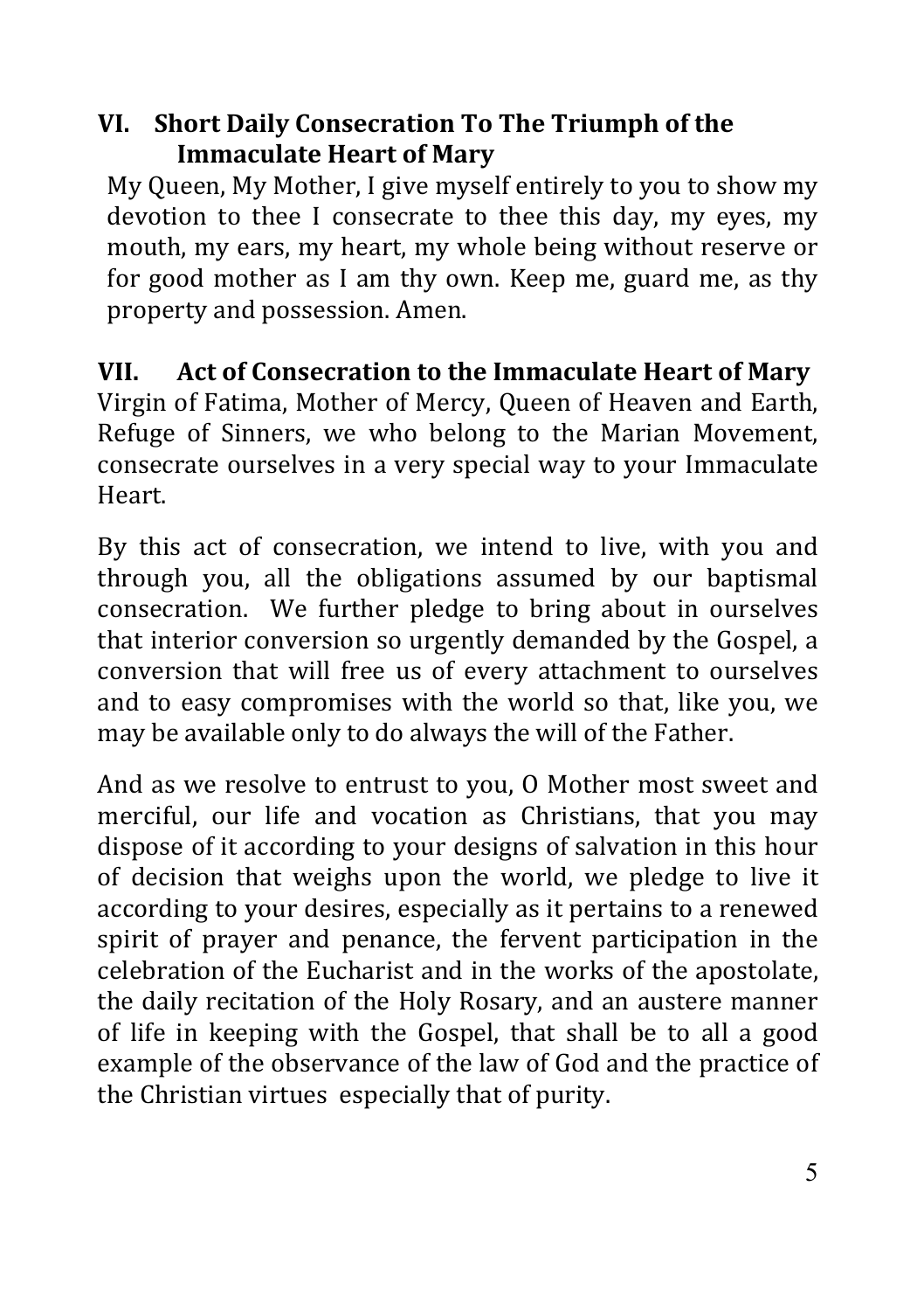## VI. Short Daily Consecration To The Triumph of the Immaculate Heart of Mary

My Queen, My Mother, I give myself entirely to you to show my devotion to thee I consecrate to thee this day, my eyes, my mouth, my ears, my heart, my whole being without reserve or for good mother as I am thy own. Keep me, guard me, as thy property and possession. Amen.

## VII. Act of Consecration to the Immaculate Heart of Mary

Virgin of Fatima, Mother of Mercy, Queen of Heaven and Earth, Refuge of Sinners, we who belong to the Marian Movement, consecrate ourselves in a very special way to your Immaculate Heart.

By this act of consecration, we intend to live, with you and through you, all the obligations assumed by our baptismal consecration. We further pledge to bring about in ourselves that interior conversion so urgently demanded by the Gospel, a conversion that will free us of every attachment to ourselves and to easy compromises with the world so that, like you, we may be available only to do always the will of the Father.

And as we resolve to entrust to you, O Mother most sweet and merciful, our life and vocation as Christians, that you may dispose of it according to your designs of salvation in this hour of decision that weighs upon the world, we pledge to live it according to your desires, especially as it pertains to a renewed spirit of prayer and penance, the fervent participation in the celebration of the Eucharist and in the works of the apostolate, the daily recitation of the Holy Rosary, and an austere manner of life in keeping with the Gospel, that shall be to all a good example of the observance of the law of God and the practice of the Christian virtues especially that of purity.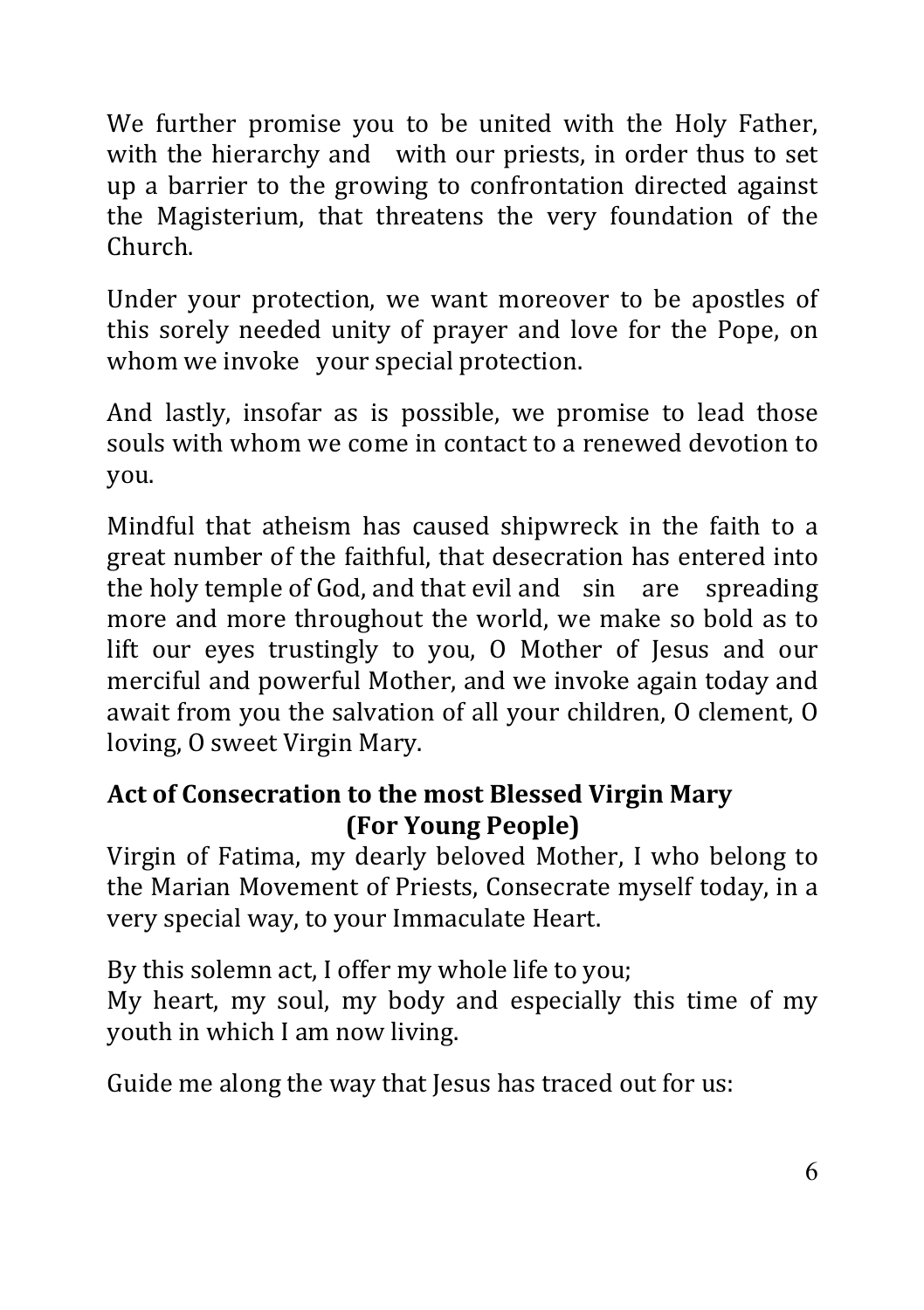We further promise you to be united with the Holy Father, with the hierarchy and with our priests, in order thus to set up a barrier to the growing to confrontation directed against the Magisterium, that threatens the very foundation of the Church.

Under your protection, we want moreover to be apostles of this sorely needed unity of prayer and love for the Pope, on whom we invoke your special protection.

And lastly, insofar as is possible, we promise to lead those souls with whom we come in contact to a renewed devotion to you.

Mindful that atheism has caused shipwreck in the faith to a great number of the faithful, that desecration has entered into the holy temple of God, and that evil and sin are spreading more and more throughout the world, we make so bold as to lift our eyes trustingly to you, O Mother of Jesus and our merciful and powerful Mother, and we invoke again today and await from you the salvation of all your children, O clement, O loving, O sweet Virgin Mary.

## Act of Consecration to the most Blessed Virgin Mary (For Young People)

Virgin of Fatima, my dearly beloved Mother, I who belong to the Marian Movement of Priests, Consecrate myself today, in a very special way, to your Immaculate Heart.

By this solemn act, I offer my whole life to you;
My heart, my soul, my body and especially this time of my youth in which I am now living.

Guide me along the way that Jesus has traced out for us: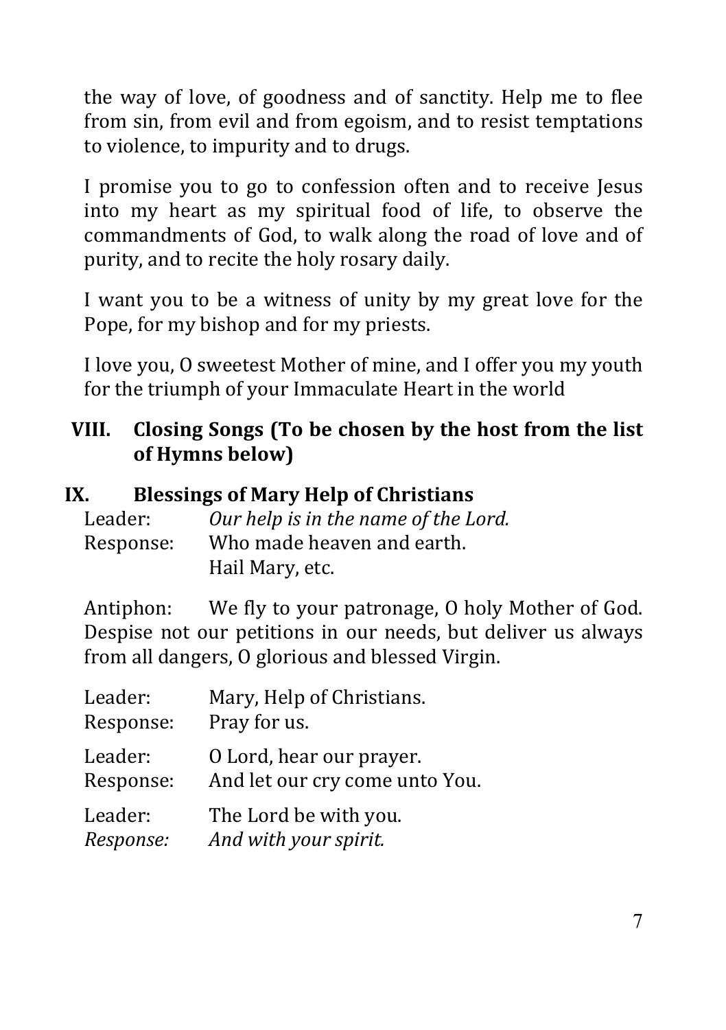the way of love, of goodness and of sanctity. Help me to flee from sin, from evil and from egoism, and to resist temptations to violence, to impurity and to drugs.

I promise you to go to confession often and to receive Jesus into my heart as my spiritual food of life, to observe the commandments of God, to walk along the road of love and of purity, and to recite the holy rosary daily.

I want you to be a witness of unity by my great love for the Pope, for my bishop and for my priests.

I love you, O sweetest Mother of mine, and I offer you my youth for the triumph of your Immaculate Heart in the world

## VIII. Closing Songs (To be chosen by the host from the list of Hymns below)

## IX. Blessings of Mary Help of Christians

Leader: *Our help is in the name of the Lord.*
Response: Who made heaven and earth.
Hail Mary, etc.

Antiphon: We fly to your patronage, O holy Mother of God. Despise not our petitions in our needs, but deliver us always from all dangers, O glorious and blessed Virgin.

Leader: Mary, Help of Christians.
Response: Pray for us.

Leader: O Lord, hear our prayer.
Response: And let our cry come unto You.

Leader: The Lord be with you.
*Response: And with your spirit.*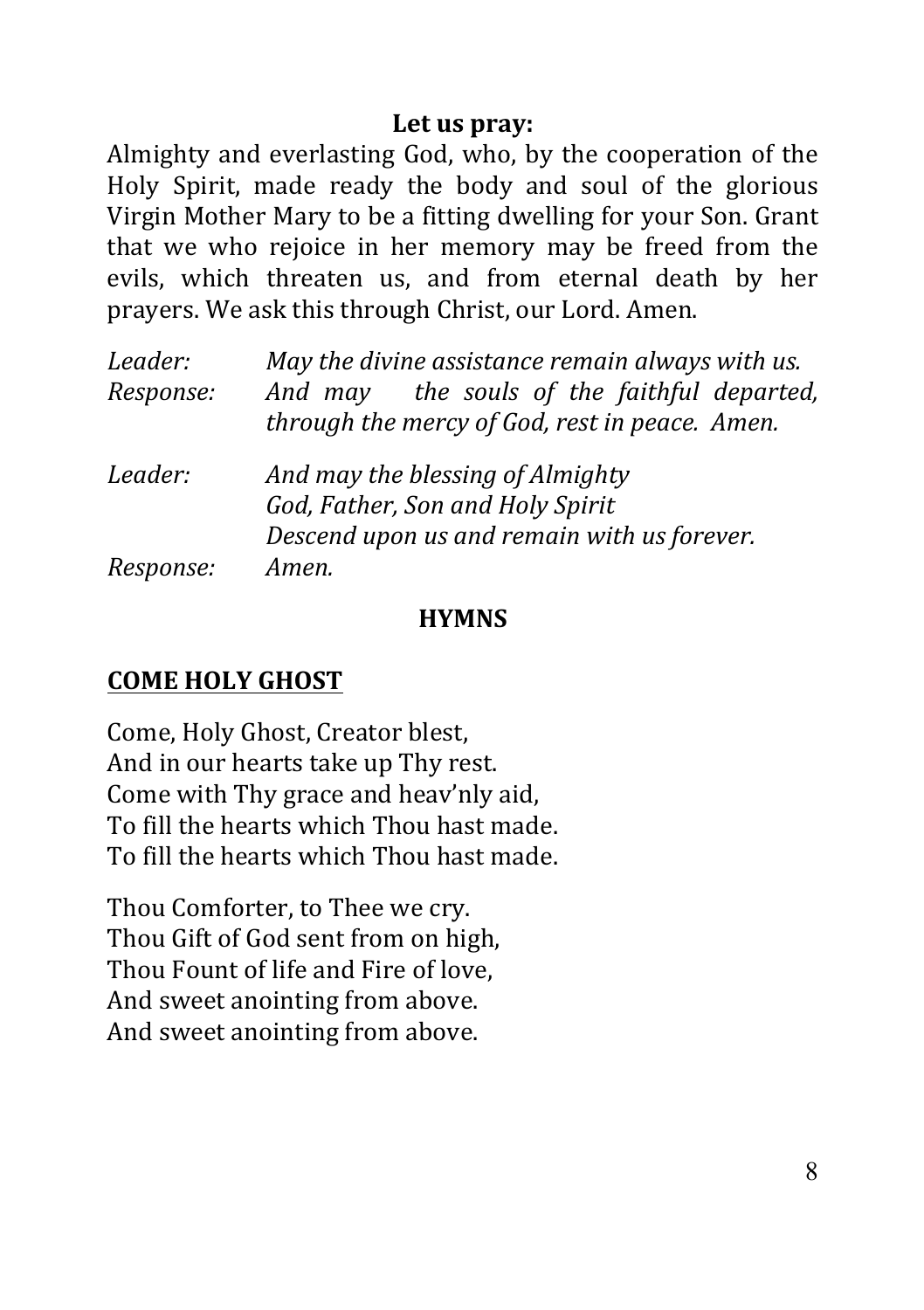**Let us pray:**

Almighty and everlasting God, who, by the cooperation of the Holy Spirit, made ready the body and soul of the glorious Virgin Mother Mary to be a fitting dwelling for your Son. Grant that we who rejoice in her memory may be freed from the evils, which threaten us, and from eternal death by her prayers. We ask this through Christ, our Lord. Amen.

*Leader:* *May the divine assistance remain always with us.*
*Response:* *And may the souls of the faithful departed, through the mercy of God, rest in peace. Amen.*

*Leader:* *And may the blessing of Almighty God, Father, Son and Holy Spirit Descend upon us and remain with us forever.*
*Response:* *Amen.*

## HYMNS

### COME HOLY GHOST

Come, Holy Ghost, Creator blest,
And in our hearts take up Thy rest.
Come with Thy grace and heav'nly aid,
To fill the hearts which Thou hast made.
To fill the hearts which Thou hast made.

Thou Comforter, to Thee we cry.
Thou Gift of God sent from on high,
Thou Fount of life and Fire of love,
And sweet anointing from above.
And sweet anointing from above.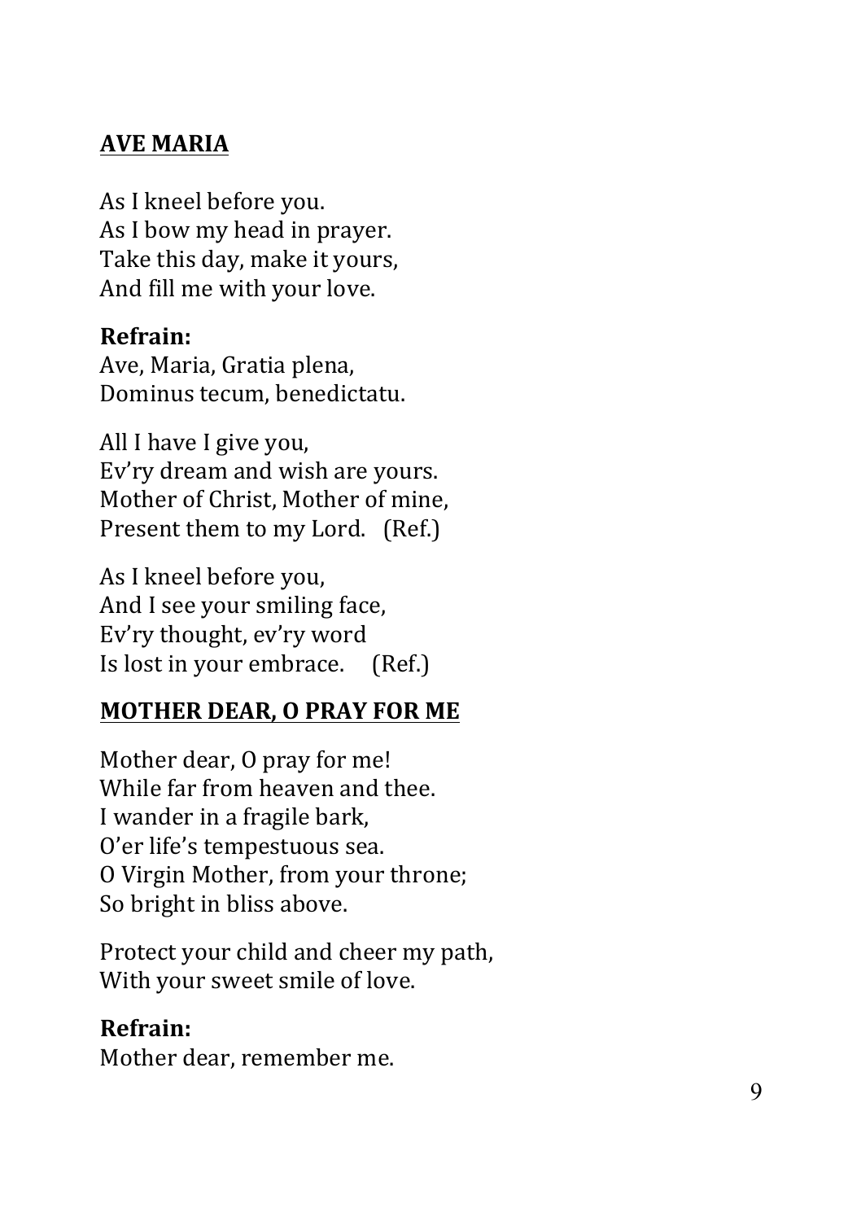## AVE MARIA

As I kneel before you.
As I bow my head in prayer.
Take this day, make it yours,
And fill me with your love.

**Refrain:**
Ave, Maria, Gratia plena,
Dominus tecum, benedictatu.

All I have I give you,
Ev'ry dream and wish are yours.
Mother of Christ, Mother of mine,
Present them to my Lord. (Ref.)

As I kneel before you,
And I see your smiling face,
Ev'ry thought, ev'ry word
Is lost in your embrace. (Ref.)

## MOTHER DEAR, O PRAY FOR ME

Mother dear, O pray for me!
While far from heaven and thee.
I wander in a fragile bark,
O'er life's tempestuous sea.
O Virgin Mother, from your throne;
So bright in bliss above.

Protect your child and cheer my path,
With your sweet smile of love.

**Refrain:**
Mother dear, remember me.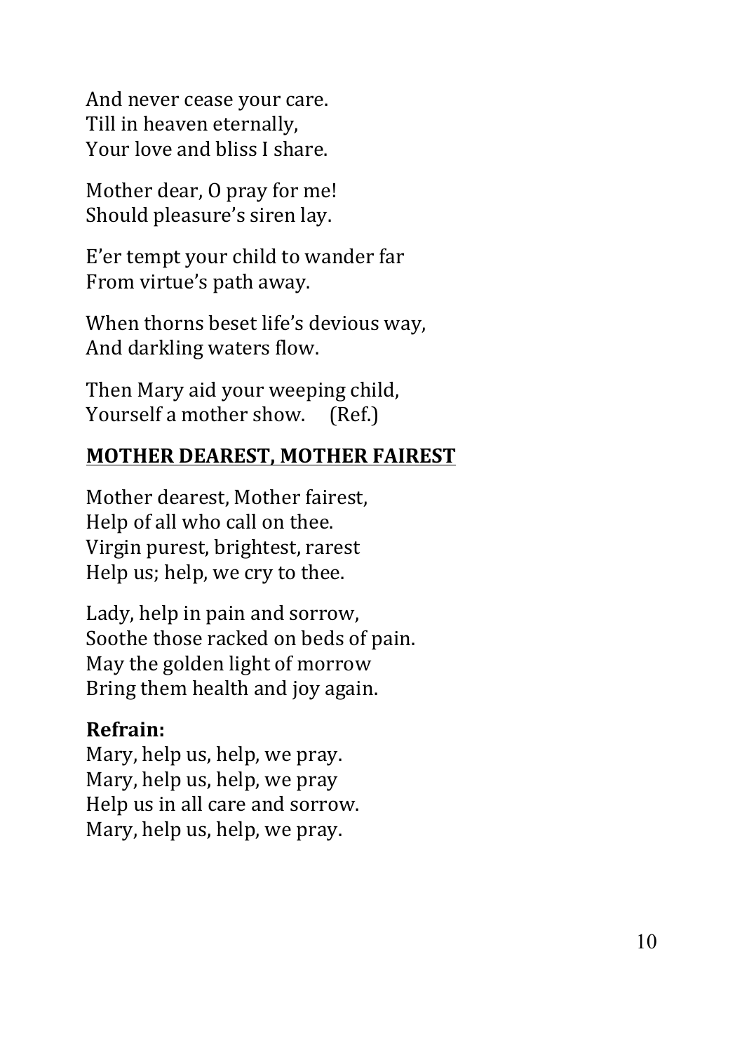And never cease your care.
Till in heaven eternally,
Your love and bliss I share.

Mother dear, O pray for me!
Should pleasure's siren lay.

E'er tempt your child to wander far
From virtue's path away.

When thorns beset life's devious way,
And darkling waters flow.

Then Mary aid your weeping child,
Yourself a mother show. (Ref.)

## MOTHER DEAREST, MOTHER FAIREST

Mother dearest, Mother fairest,
Help of all who call on thee.
Virgin purest, brightest, rarest
Help us; help, we cry to thee.

Lady, help in pain and sorrow,
Soothe those racked on beds of pain.
May the golden light of morrow
Bring them health and joy again.

**Refrain:**
Mary, help us, help, we pray.
Mary, help us, help, we pray
Help us in all care and sorrow.
Mary, help us, help, we pray.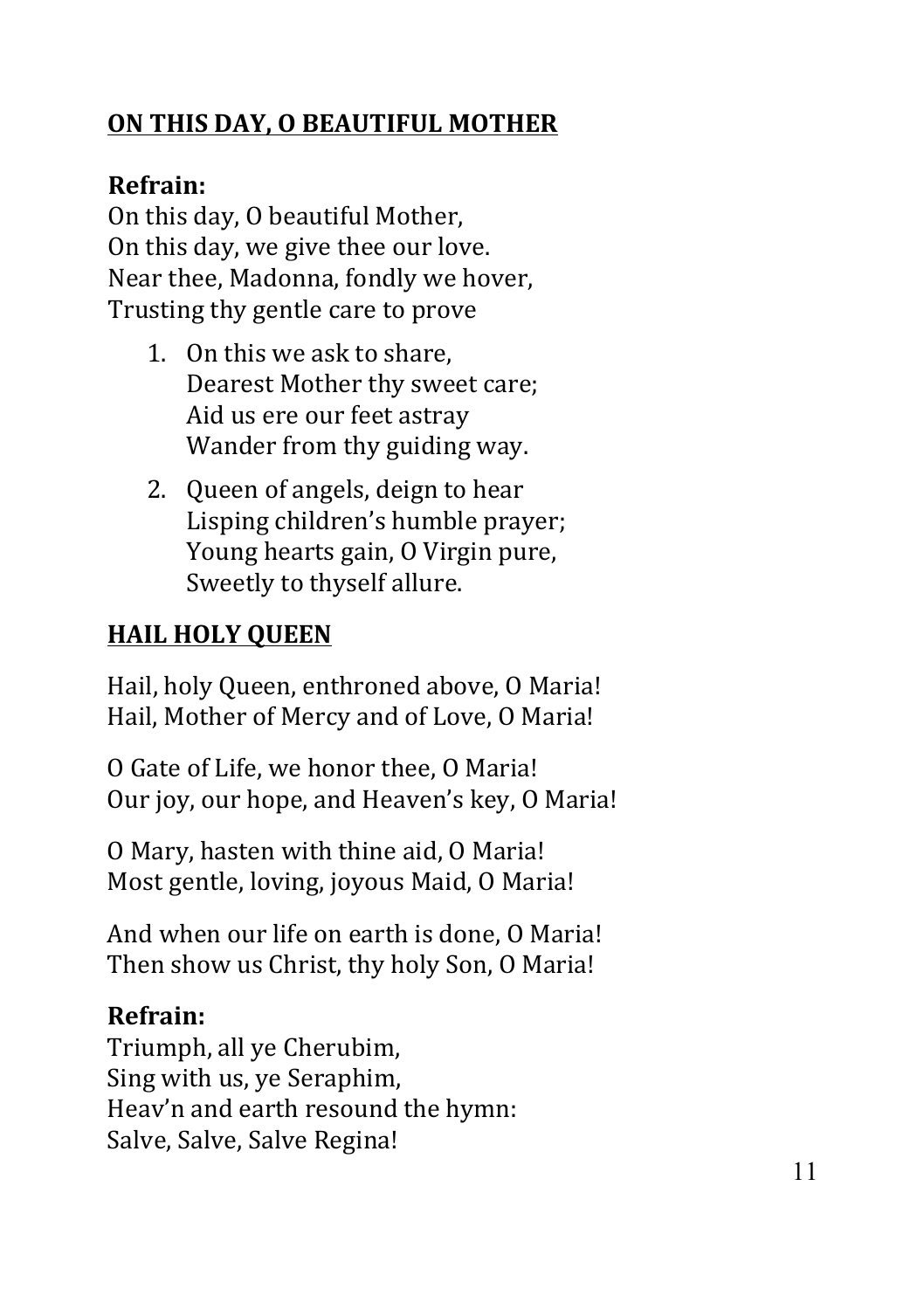## **ON THIS DAY, O BEAUTIFUL MOTHER**

**Refrain:**
On this day, O beautiful Mother,
On this day, we give thee our love.
Near thee, Madonna, fondly we hover,
Trusting thy gentle care to prove

1. On this we ask to share,
   Dearest Mother thy sweet care;
   Aid us ere our feet astray
   Wander from thy guiding way.

2. Queen of angels, deign to hear
   Lisping children's humble prayer;
   Young hearts gain, O Virgin pure,
   Sweetly to thyself allure.

## **HAIL HOLY QUEEN**

Hail, holy Queen, enthroned above, O Maria!
Hail, Mother of Mercy and of Love, O Maria!

O Gate of Life, we honor thee, O Maria!
Our joy, our hope, and Heaven's key, O Maria!

O Mary, hasten with thine aid, O Maria!
Most gentle, loving, joyous Maid, O Maria!

And when our life on earth is done, O Maria!
Then show us Christ, thy holy Son, O Maria!

**Refrain:**
Triumph, all ye Cherubim,
Sing with us, ye Seraphim,
Heav'n and earth resound the hymn:
Salve, Salve, Salve Regina!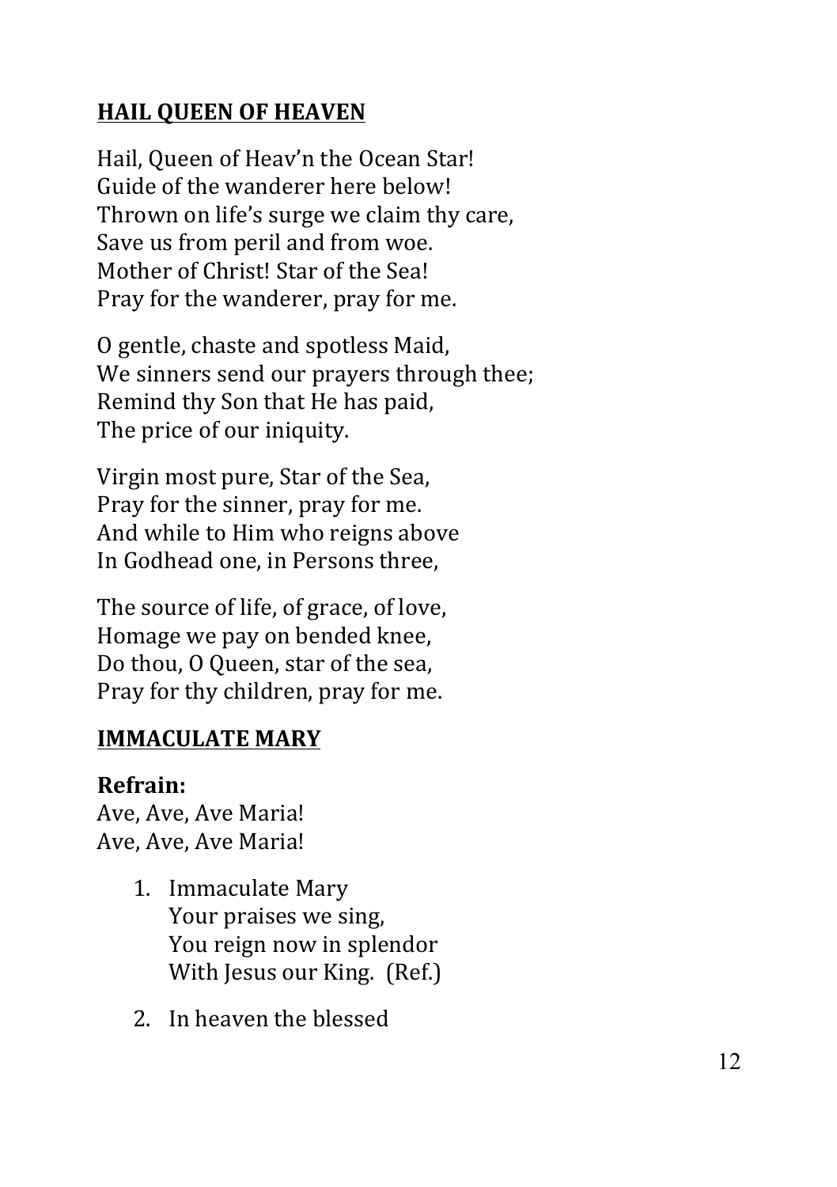## HAIL QUEEN OF HEAVEN

Hail, Queen of Heav'n the Ocean Star!
Guide of the wanderer here below!
Thrown on life's surge we claim thy care,
Save us from peril and from woe.
Mother of Christ! Star of the Sea!
Pray for the wanderer, pray for me.

O gentle, chaste and spotless Maid,
We sinners send our prayers through thee;
Remind thy Son that He has paid,
The price of our iniquity.

Virgin most pure, Star of the Sea,
Pray for the sinner, pray for me.
And while to Him who reigns above
In Godhead one, in Persons three,

The source of life, of grace, of love,
Homage we pay on bended knee,
Do thou, O Queen, star of the sea,
Pray for thy children, pray for me.

## IMMACULATE MARY

**Refrain:**
Ave, Ave, Ave Maria!
Ave, Ave, Ave Maria!

1. Immaculate Mary
   Your praises we sing,
   You reign now in splendor
   With Jesus our King. (Ref.)

2. In heaven the blessed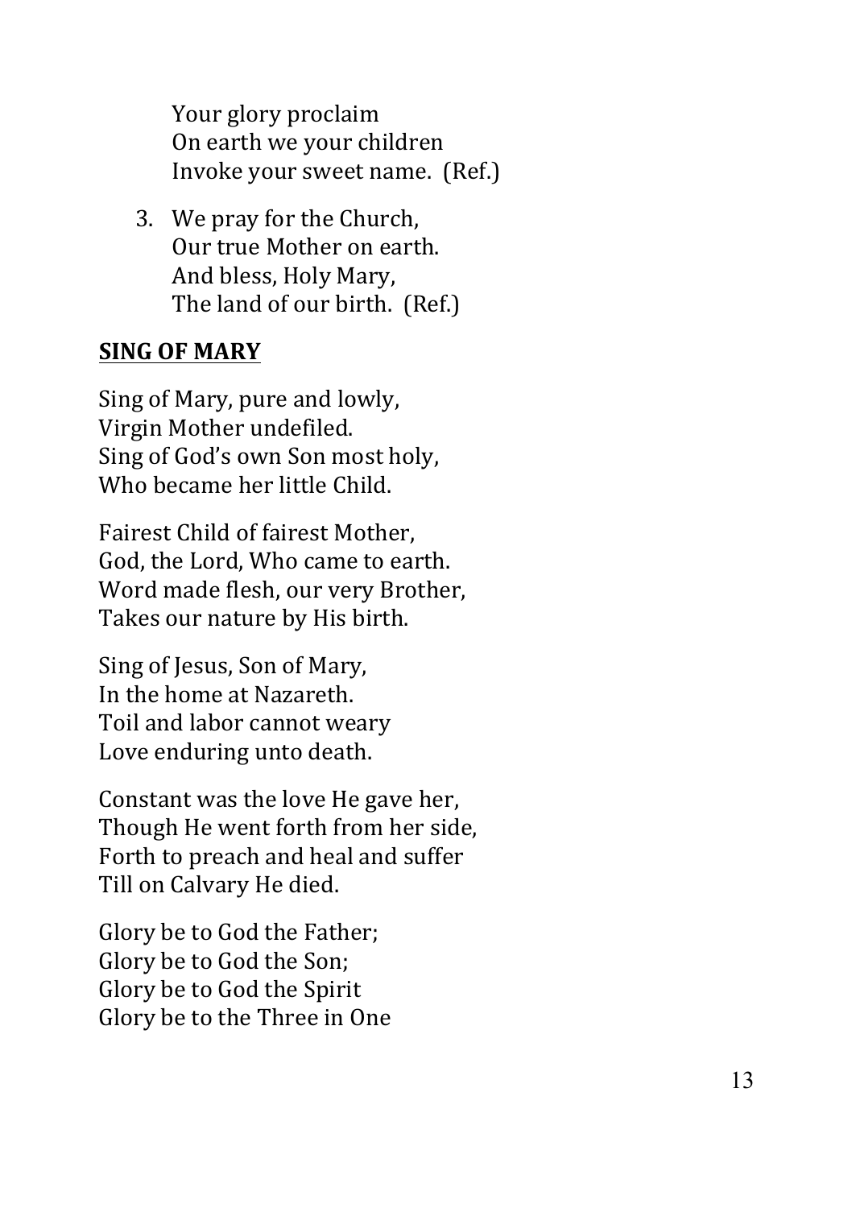Your glory proclaim  
On earth we your children  
Invoke your sweet name. (Ref.)

3. We pray for the Church,  
   Our true Mother on earth.  
   And bless, Holy Mary,  
   The land of our birth. (Ref.)

## SING OF MARY

Sing of Mary, pure and lowly,  
Virgin Mother undefiled.  
Sing of God's own Son most holy,  
Who became her little Child.

Fairest Child of fairest Mother,  
God, the Lord, Who came to earth.  
Word made flesh, our very Brother,  
Takes our nature by His birth.

Sing of Jesus, Son of Mary,  
In the home at Nazareth.  
Toil and labor cannot weary  
Love enduring unto death.

Constant was the love He gave her,  
Though He went forth from her side,  
Forth to preach and heal and suffer  
Till on Calvary He died.

Glory be to God the Father;  
Glory be to God the Son;  
Glory be to God the Spirit  
Glory be to the Three in One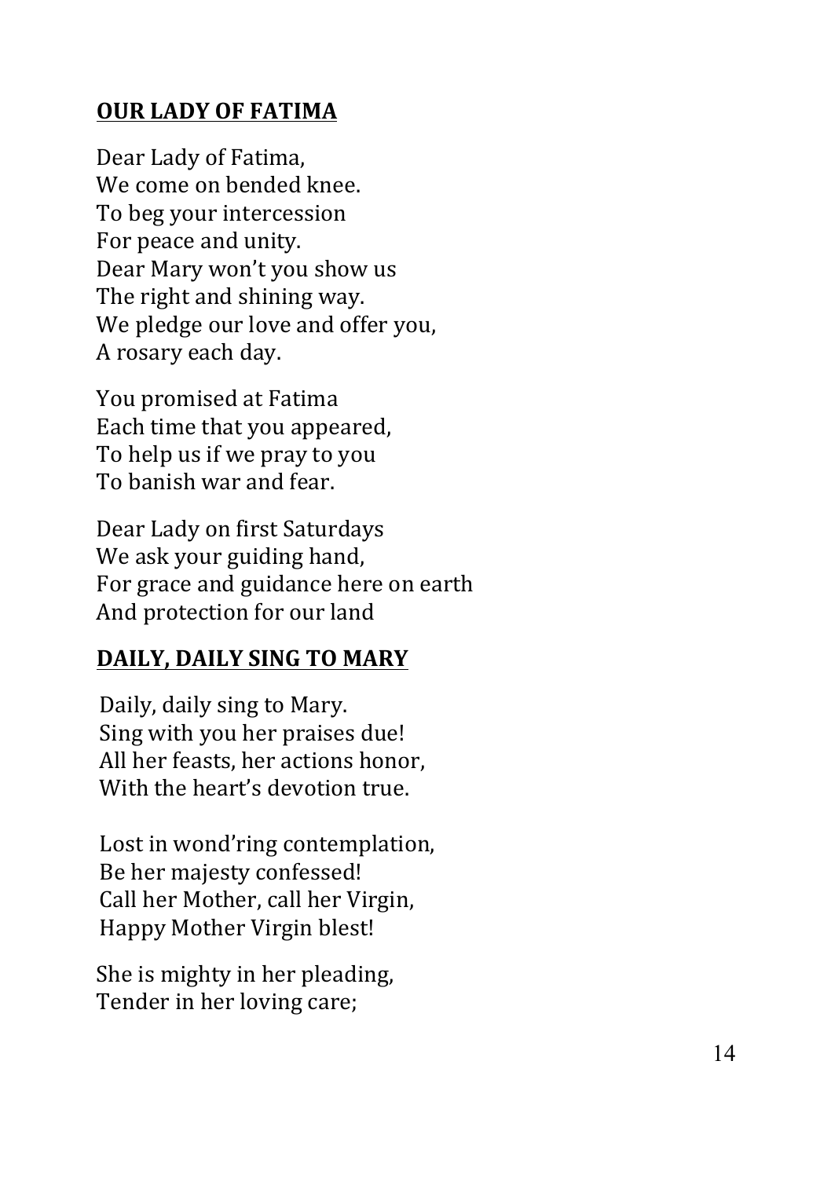## **OUR LADY OF FATIMA**

Dear Lady of Fatima,
We come on bended knee.
To beg your intercession
For peace and unity.
Dear Mary won't you show us
The right and shining way.
We pledge our love and offer you,
A rosary each day.

You promised at Fatima
Each time that you appeared,
To help us if we pray to you
To banish war and fear.

Dear Lady on first Saturdays
We ask your guiding hand,
For grace and guidance here on earth
And protection for our land

## **DAILY, DAILY SING TO MARY**

Daily, daily sing to Mary.
Sing with you her praises due!
All her feasts, her actions honor,
With the heart's devotion true.

Lost in wond'ring contemplation,
Be her majesty confessed!
Call her Mother, call her Virgin,
Happy Mother Virgin blest!

She is mighty in her pleading,
Tender in her loving care;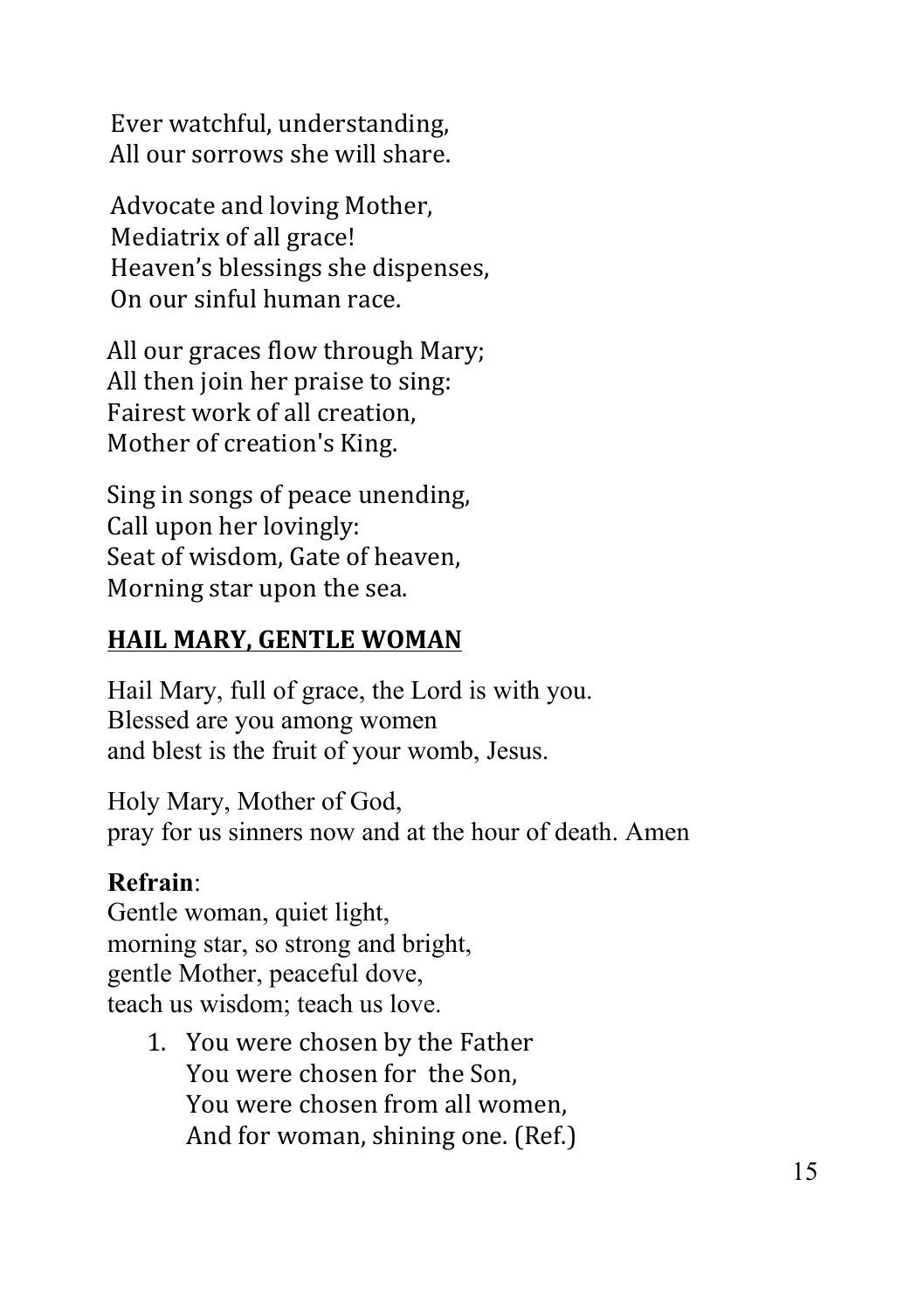Ever watchful, understanding,
All our sorrows she will share.

Advocate and loving Mother,
Mediatrix of all grace!
Heaven's blessings she dispenses,
On our sinful human race.

All our graces flow through Mary;
All then join her praise to sing:
Fairest work of all creation,
Mother of creation's King.

Sing in songs of peace unending,
Call upon her lovingly:
Seat of wisdom, Gate of heaven,
Morning star upon the sea.

## HAIL MARY, GENTLE WOMAN

Hail Mary, full of grace, the Lord is with you.
Blessed are you among women
and blest is the fruit of your womb, Jesus.

Holy Mary, Mother of God,
pray for us sinners now and at the hour of death. Amen

**Refrain**:
Gentle woman, quiet light,
morning star, so strong and bright,
gentle Mother, peaceful dove,
teach us wisdom; teach us love.

1. You were chosen by the Father
   You were chosen for the Son,
   You were chosen from all women,
   And for woman, shining one. (Ref.)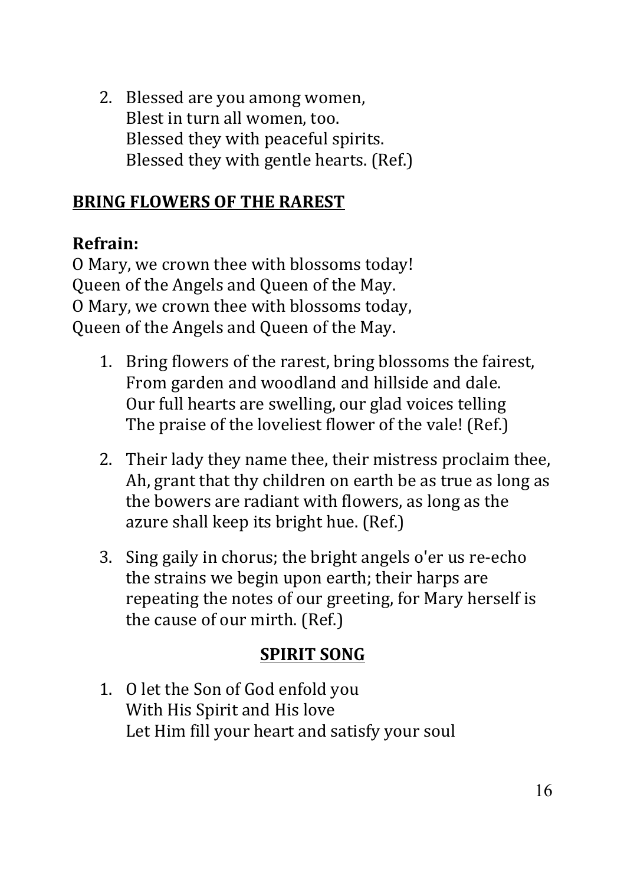2. Blessed are you among women,
   Blest in turn all women, too.
   Blessed they with peaceful spirits.
   Blessed they with gentle hearts. (Ref.)

## BRING FLOWERS OF THE RAREST

**Refrain:**
O Mary, we crown thee with blossoms today!
Queen of the Angels and Queen of the May.
O Mary, we crown thee with blossoms today,
Queen of the Angels and Queen of the May.

1. Bring flowers of the rarest, bring blossoms the fairest,
   From garden and woodland and hillside and dale.
   Our full hearts are swelling, our glad voices telling
   The praise of the loveliest flower of the vale! (Ref.)

2. Their lady they name thee, their mistress proclaim thee, Ah, grant that thy children on earth be as true as long as the bowers are radiant with flowers, as long as the azure shall keep its bright hue. (Ref.)

3. Sing gaily in chorus; the bright angels o'er us re-echo the strains we begin upon earth; their harps are repeating the notes of our greeting, for Mary herself is the cause of our mirth. (Ref.)

## SPIRIT SONG

1. O let the Son of God enfold you
   With His Spirit and His love
   Let Him fill your heart and satisfy your soul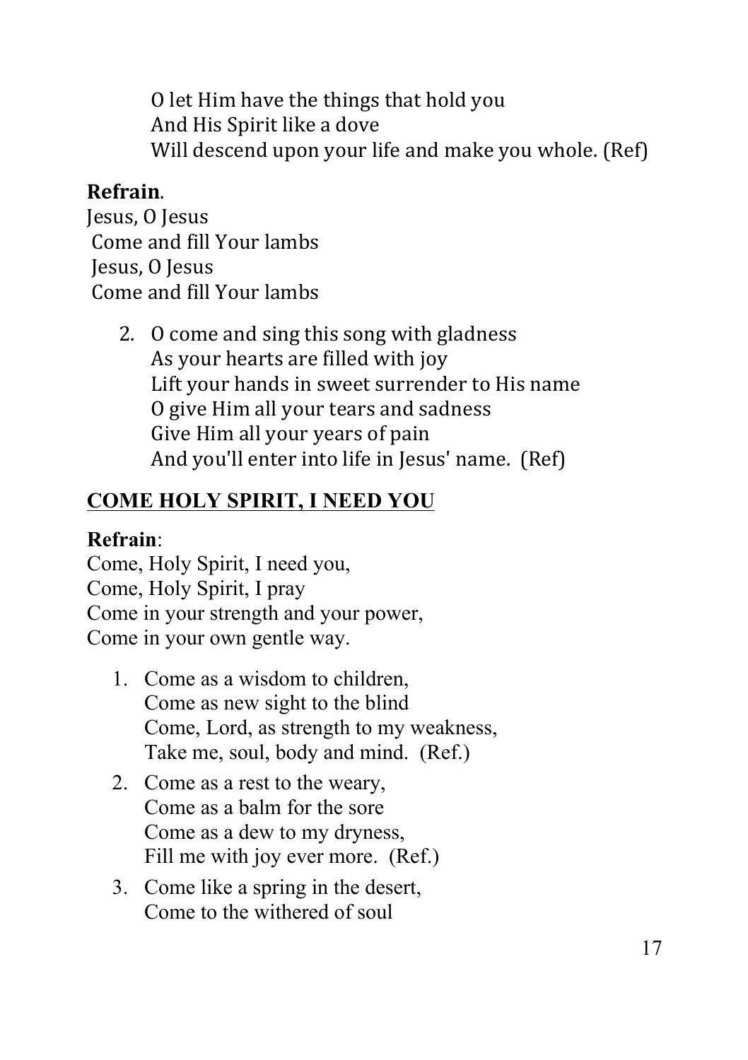O let Him have the things that hold you  
And His Spirit like a dove  
Will descend upon your life and make you whole. (Ref)

**Refrain**.

Jesus, O Jesus  
Come and fill Your lambs  
Jesus, O Jesus  
Come and fill Your lambs

2. O come and sing this song with gladness  
   As your hearts are filled with joy  
   Lift your hands in sweet surrender to His name  
   O give Him all your tears and sadness  
   Give Him all your years of pain  
   And you'll enter into life in Jesus' name. (Ref)

## COME HOLY SPIRIT, I NEED YOU

**Refrain**:

Come, Holy Spirit, I need you,  
Come, Holy Spirit, I pray  
Come in your strength and your power,  
Come in your own gentle way.

1. Come as a wisdom to children,  
   Come as new sight to the blind  
   Come, Lord, as strength to my weakness,  
   Take me, soul, body and mind. (Ref.)
2. Come as a rest to the weary,  
   Come as a balm for the sore  
   Come as a dew to my dryness,  
   Fill me with joy ever more. (Ref.)
3. Come like a spring in the desert,  
   Come to the withered of soul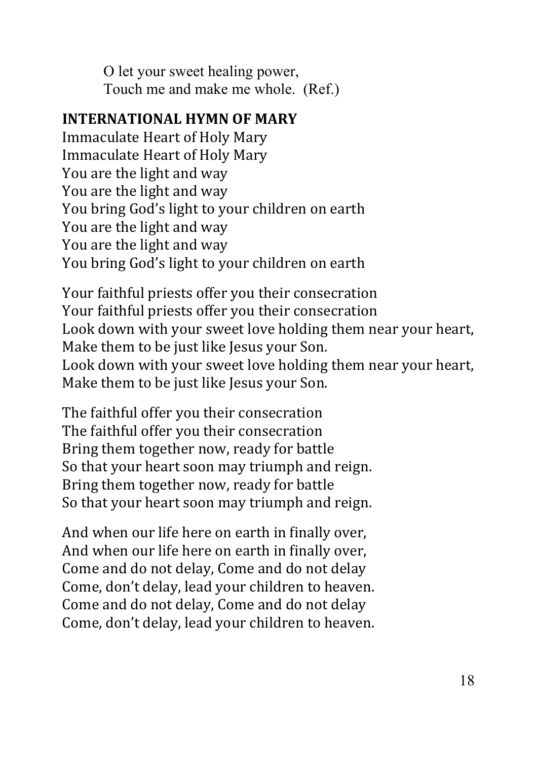O let your sweet healing power,
Touch me and make me whole. (Ref.)

**INTERNATIONAL HYMN OF MARY**

Immaculate Heart of Holy Mary
Immaculate Heart of Holy Mary
You are the light and way
You are the light and way
You bring God's light to your children on earth
You are the light and way
You are the light and way
You bring God's light to your children on earth

Your faithful priests offer you their consecration
Your faithful priests offer you their consecration
Look down with your sweet love holding them near your heart,
Make them to be just like Jesus your Son.
Look down with your sweet love holding them near your heart,
Make them to be just like Jesus your Son.

The faithful offer you their consecration
The faithful offer you their consecration
Bring them together now, ready for battle
So that your heart soon may triumph and reign.
Bring them together now, ready for battle
So that your heart soon may triumph and reign.

And when our life here on earth in finally over,
And when our life here on earth in finally over,
Come and do not delay, Come and do not delay
Come, don't delay, lead your children to heaven.
Come and do not delay, Come and do not delay
Come, don't delay, lead your children to heaven.